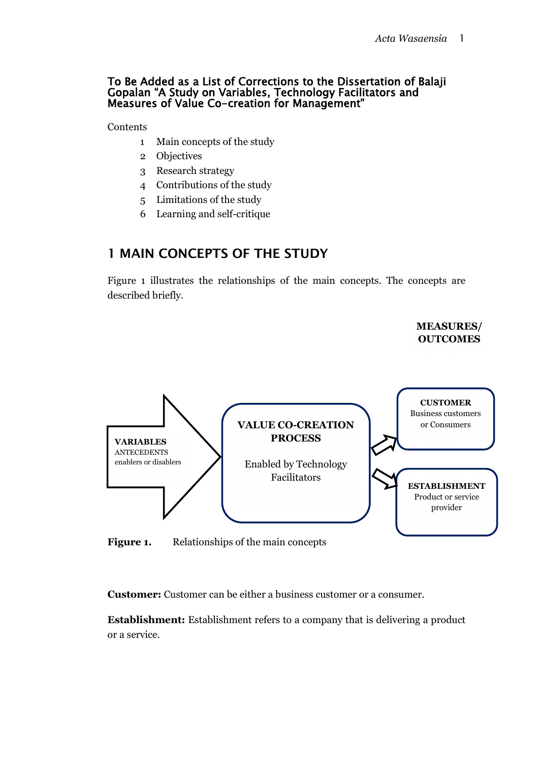**To Be Added as a List of Corrections to the Dissertation of Balaji Gopalan "A Study on Variables, Technology Facilitators and Measures of Value Co-creation for Management"**

Contents

1. Main concepts of the study
2. Objectives
3. Research strategy
4. Contributions of the study
5. Limitations of the study
6. Learning and self-critique

# 1 MAIN CONCEPTS OF THE STUDY

Figure 1 illustrates the relationships of the main concepts. The concepts are described briefly.

**MEASURES/ OUTCOMES**

**VARIABLES**
ANTECEDENTS
enablers or disablers

**VALUE CO-CREATION PROCESS**

Enabled by Technology Facilitators

**CUSTOMER**
Business customers or Consumers

**ESTABLISHMENT**
Product or service provider

**Figure 1.** Relationships of the main concepts

**Customer:** Customer can be either a business customer or a consumer.

**Establishment:** Establishment refers to a company that is delivering a product or a service.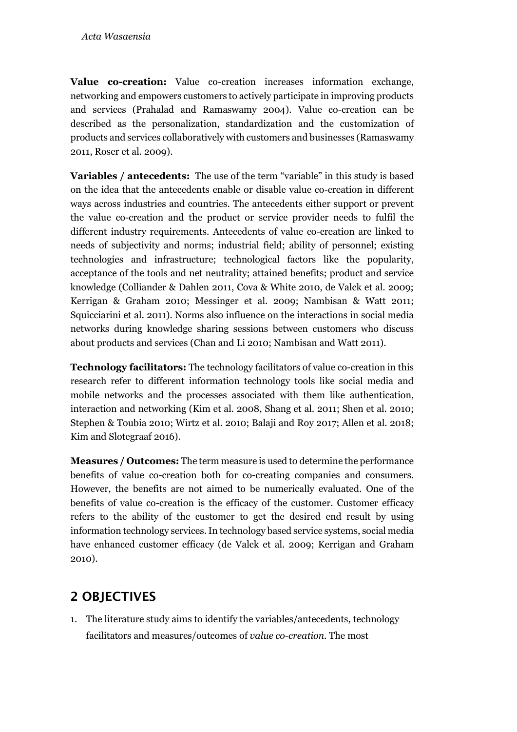**Value co-creation:** Value co-creation increases information exchange, networking and empowers customers to actively participate in improving products and services (Prahalad and Ramaswamy 2004). Value co-creation can be described as the personalization, standardization and the customization of products and services collaboratively with customers and businesses (Ramaswamy 2011, Roser et al. 2009).

**Variables / antecedents:** The use of the term "variable" in this study is based on the idea that the antecedents enable or disable value co-creation in different ways across industries and countries. The antecedents either support or prevent the value co-creation and the product or service provider needs to fulfil the different industry requirements. Antecedents of value co-creation are linked to needs of subjectivity and norms; industrial field; ability of personnel; existing technologies and infrastructure; technological factors like the popularity, acceptance of the tools and net neutrality; attained benefits; product and service knowledge (Colliander & Dahlen 2011, Cova & White 2010, de Valck et al. 2009; Kerrigan & Graham 2010; Messinger et al. 2009; Nambisan & Watt 2011; Squicciarini et al. 2011). Norms also influence on the interactions in social media networks during knowledge sharing sessions between customers who discuss about products and services (Chan and Li 2010; Nambisan and Watt 2011).

**Technology facilitators:** The technology facilitators of value co-creation in this research refer to different information technology tools like social media and mobile networks and the processes associated with them like authentication, interaction and networking (Kim et al. 2008, Shang et al. 2011; Shen et al. 2010; Stephen & Toubia 2010; Wirtz et al. 2010; Balaji and Roy 2017; Allen et al. 2018; Kim and Slotegraaf 2016).

**Measures / Outcomes:** The term measure is used to determine the performance benefits of value co-creation both for co-creating companies and consumers. However, the benefits are not aimed to be numerically evaluated. One of the benefits of value co-creation is the efficacy of the customer. Customer efficacy refers to the ability of the customer to get the desired end result by using information technology services. In technology based service systems, social media have enhanced customer efficacy (de Valck et al. 2009; Kerrigan and Graham 2010).

## 2 OBJECTIVES

1. The literature study aims to identify the variables/antecedents, technology facilitators and measures/outcomes of *value co-creation*. The most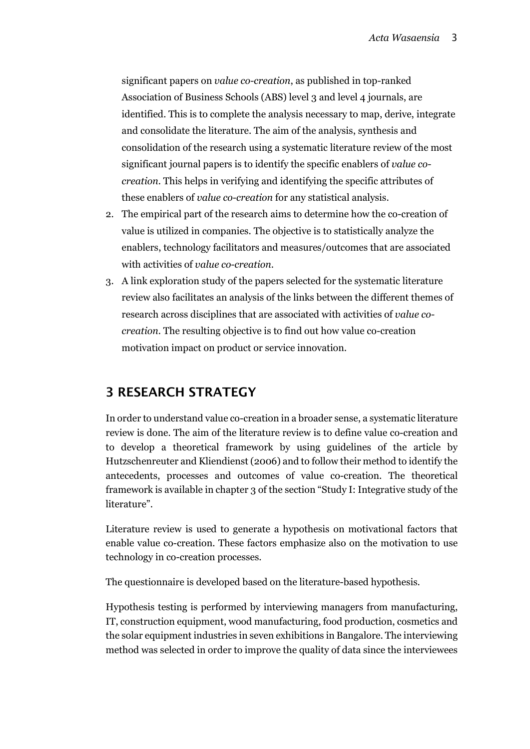significant papers on *value co-creation*, as published in top-ranked Association of Business Schools (ABS) level 3 and level 4 journals, are identified. This is to complete the analysis necessary to map, derive, integrate and consolidate the literature. The aim of the analysis, synthesis and consolidation of the research using a systematic literature review of the most significant journal papers is to identify the specific enablers of *value co-creation*. This helps in verifying and identifying the specific attributes of these enablers of *value co-creation* for any statistical analysis.

2. The empirical part of the research aims to determine how the co-creation of value is utilized in companies. The objective is to statistically analyze the enablers, technology facilitators and measures/outcomes that are associated with activities of *value co-creation*.
3. A link exploration study of the papers selected for the systematic literature review also facilitates an analysis of the links between the different themes of research across disciplines that are associated with activities of *value co-creation*. The resulting objective is to find out how value co-creation motivation impact on product or service innovation.

## 3 RESEARCH STRATEGY

In order to understand value co-creation in a broader sense, a systematic literature review is done. The aim of the literature review is to define value co-creation and to develop a theoretical framework by using guidelines of the article by Hutzschenreuter and Kliendienst (2006) and to follow their method to identify the antecedents, processes and outcomes of value co-creation. The theoretical framework is available in chapter 3 of the section "Study I: Integrative study of the literature".

Literature review is used to generate a hypothesis on motivational factors that enable value co-creation. These factors emphasize also on the motivation to use technology in co-creation processes.

The questionnaire is developed based on the literature-based hypothesis.

Hypothesis testing is performed by interviewing managers from manufacturing, IT, construction equipment, wood manufacturing, food production, cosmetics and the solar equipment industries in seven exhibitions in Bangalore. The interviewing method was selected in order to improve the quality of data since the interviewees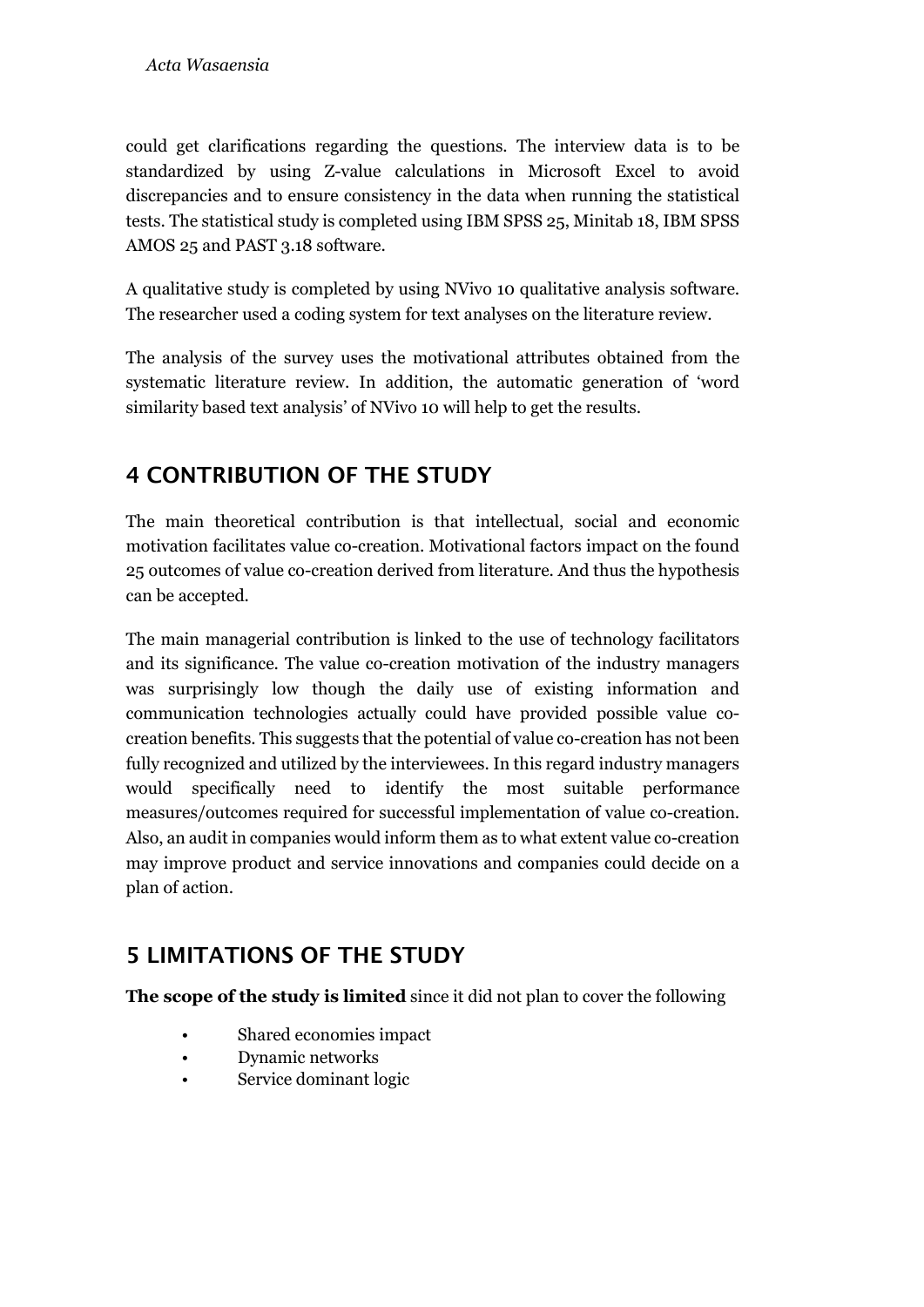could get clarifications regarding the questions. The interview data is to be standardized by using Z-value calculations in Microsoft Excel to avoid discrepancies and to ensure consistency in the data when running the statistical tests. The statistical study is completed using IBM SPSS 25, Minitab 18, IBM SPSS AMOS 25 and PAST 3.18 software.

A qualitative study is completed by using NVivo 10 qualitative analysis software. The researcher used a coding system for text analyses on the literature review.

The analysis of the survey uses the motivational attributes obtained from the systematic literature review. In addition, the automatic generation of 'word similarity based text analysis' of NVivo 10 will help to get the results.

## 4 CONTRIBUTION OF THE STUDY

The main theoretical contribution is that intellectual, social and economic motivation facilitates value co-creation. Motivational factors impact on the found 25 outcomes of value co-creation derived from literature. And thus the hypothesis can be accepted.

The main managerial contribution is linked to the use of technology facilitators and its significance. The value co-creation motivation of the industry managers was surprisingly low though the daily use of existing information and communication technologies actually could have provided possible value co-creation benefits. This suggests that the potential of value co-creation has not been fully recognized and utilized by the interviewees. In this regard industry managers would specifically need to identify the most suitable performance measures/outcomes required for successful implementation of value co-creation. Also, an audit in companies would inform them as to what extent value co-creation may improve product and service innovations and companies could decide on a plan of action.

## 5 LIMITATIONS OF THE STUDY

**The scope of the study is limited** since it did not plan to cover the following

- Shared economies impact
- Dynamic networks
- Service dominant logic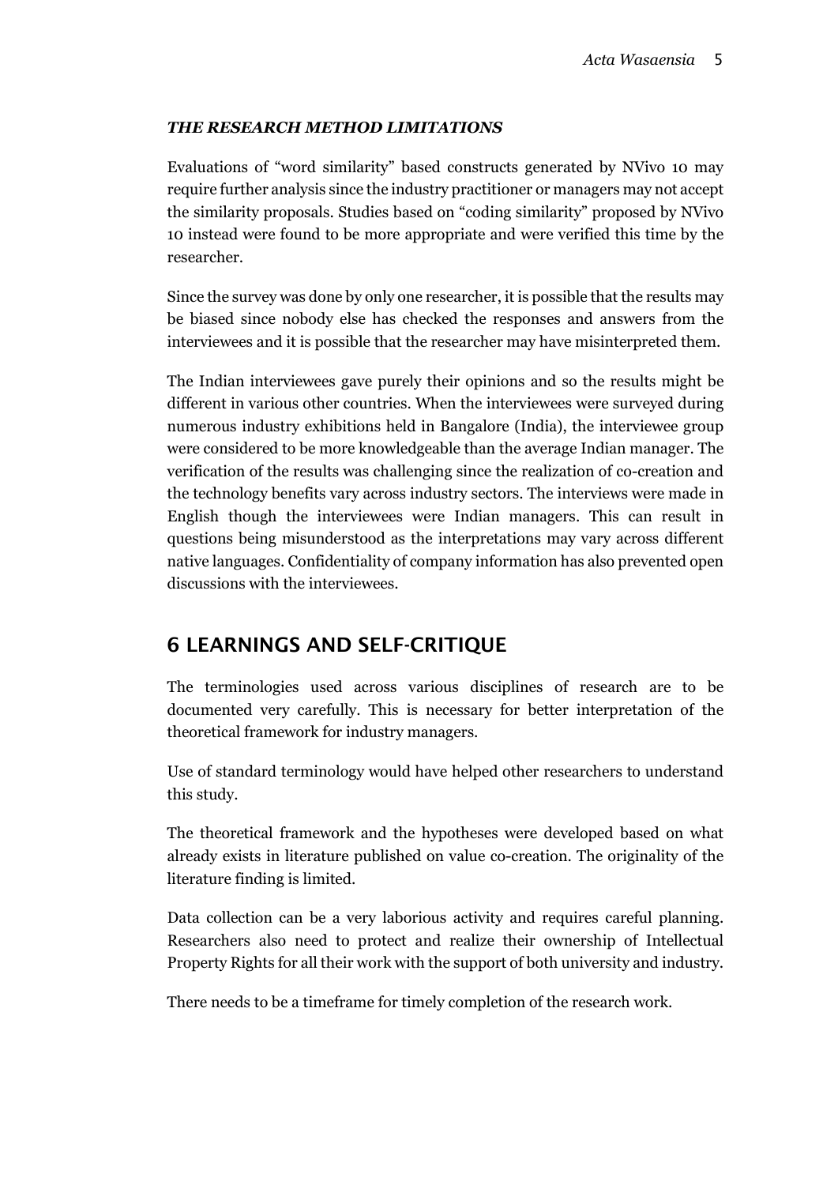### *THE RESEARCH METHOD LIMITATIONS*

Evaluations of "word similarity" based constructs generated by NVivo 10 may require further analysis since the industry practitioner or managers may not accept the similarity proposals. Studies based on "coding similarity" proposed by NVivo 10 instead were found to be more appropriate and were verified this time by the researcher.

Since the survey was done by only one researcher, it is possible that the results may be biased since nobody else has checked the responses and answers from the interviewees and it is possible that the researcher may have misinterpreted them.

The Indian interviewees gave purely their opinions and so the results might be different in various other countries. When the interviewees were surveyed during numerous industry exhibitions held in Bangalore (India), the interviewee group were considered to be more knowledgeable than the average Indian manager. The verification of the results was challenging since the realization of co-creation and the technology benefits vary across industry sectors. The interviews were made in English though the interviewees were Indian managers. This can result in questions being misunderstood as the interpretations may vary across different native languages. Confidentiality of company information has also prevented open discussions with the interviewees.

## 6 LEARNINGS AND SELF-CRITIQUE

The terminologies used across various disciplines of research are to be documented very carefully. This is necessary for better interpretation of the theoretical framework for industry managers.

Use of standard terminology would have helped other researchers to understand this study.

The theoretical framework and the hypotheses were developed based on what already exists in literature published on value co-creation. The originality of the literature finding is limited.

Data collection can be a very laborious activity and requires careful planning. Researchers also need to protect and realize their ownership of Intellectual Property Rights for all their work with the support of both university and industry.

There needs to be a timeframe for timely completion of the research work.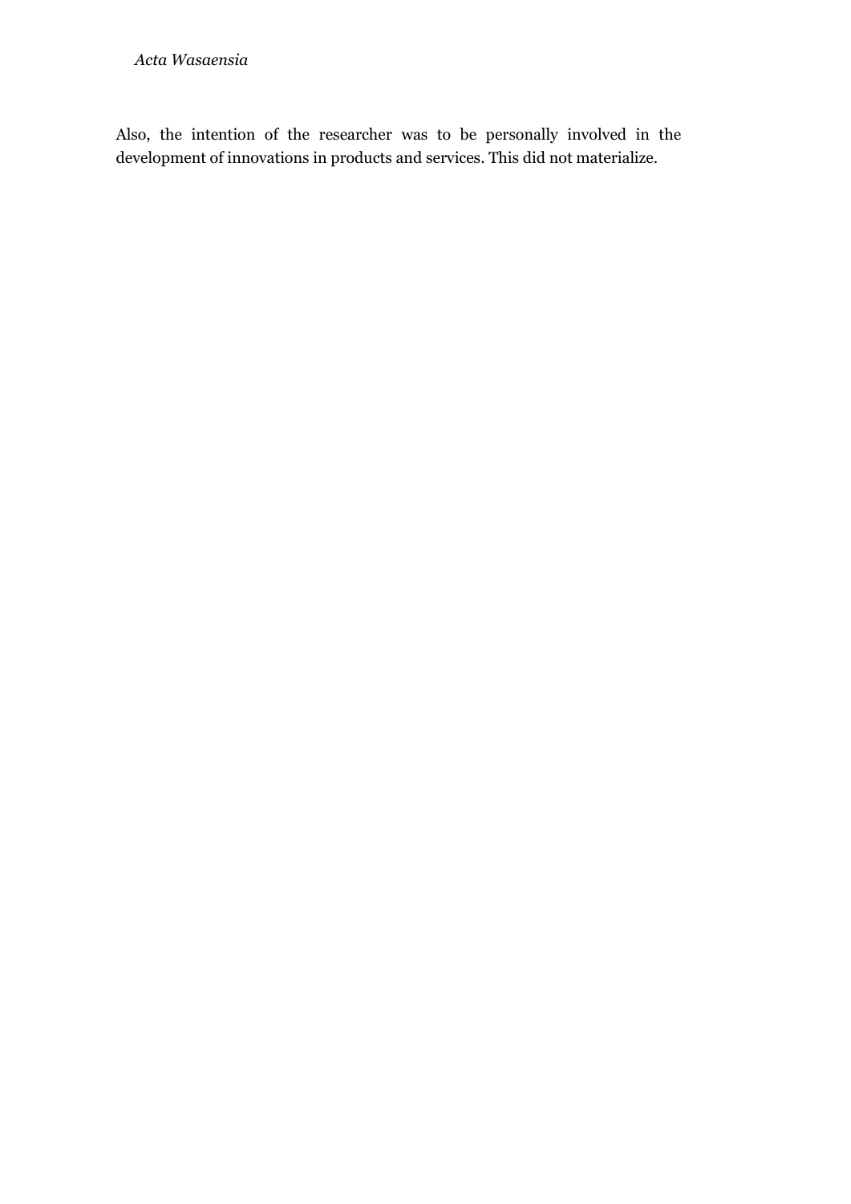Also, the intention of the researcher was to be personally involved in the development of innovations in products and services. This did not materialize.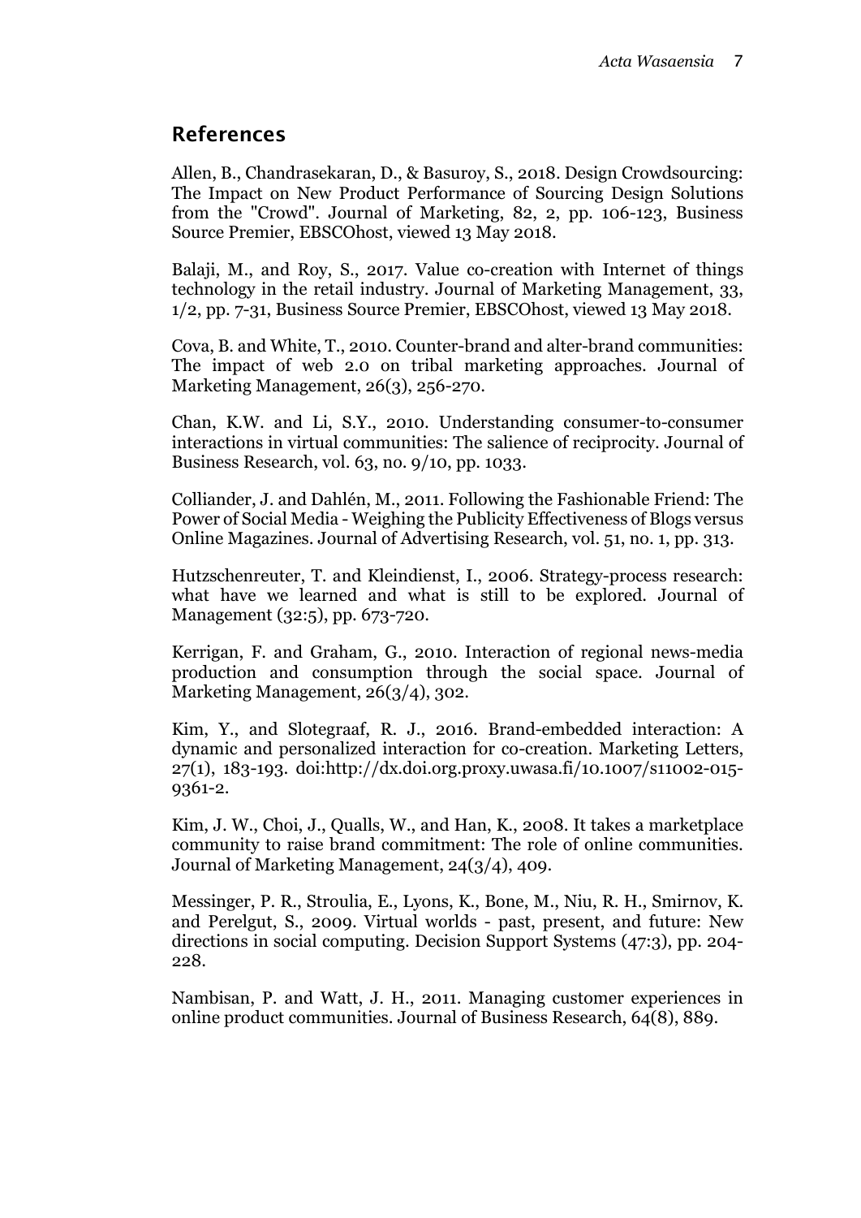## References

Allen, B., Chandrasekaran, D., & Basuroy, S., 2018. Design Crowdsourcing: The Impact on New Product Performance of Sourcing Design Solutions from the "Crowd". Journal of Marketing, 82, 2, pp. 106-123, Business Source Premier, EBSCOhost, viewed 13 May 2018.

Balaji, M., and Roy, S., 2017. Value co-creation with Internet of things technology in the retail industry. Journal of Marketing Management, 33, 1/2, pp. 7-31, Business Source Premier, EBSCOhost, viewed 13 May 2018.

Cova, B. and White, T., 2010. Counter-brand and alter-brand communities: The impact of web 2.0 on tribal marketing approaches. Journal of Marketing Management, 26(3), 256-270.

Chan, K.W. and Li, S.Y., 2010. Understanding consumer-to-consumer interactions in virtual communities: The salience of reciprocity. Journal of Business Research, vol. 63, no. 9/10, pp. 1033.

Colliander, J. and Dahlén, M., 2011. Following the Fashionable Friend: The Power of Social Media - Weighing the Publicity Effectiveness of Blogs versus Online Magazines. Journal of Advertising Research, vol. 51, no. 1, pp. 313.

Hutzschenreuter, T. and Kleindienst, I., 2006. Strategy-process research: what have we learned and what is still to be explored. Journal of Management (32:5), pp. 673-720.

Kerrigan, F. and Graham, G., 2010. Interaction of regional news-media production and consumption through the social space. Journal of Marketing Management, 26(3/4), 302.

Kim, Y., and Slotegraaf, R. J., 2016. Brand-embedded interaction: A dynamic and personalized interaction for co-creation. Marketing Letters, 27(1), 183-193. doi:http://dx.doi.org.proxy.uwasa.fi/10.1007/s11002-015-9361-2.

Kim, J. W., Choi, J., Qualls, W., and Han, K., 2008. It takes a marketplace community to raise brand commitment: The role of online communities. Journal of Marketing Management, 24(3/4), 409.

Messinger, P. R., Stroulia, E., Lyons, K., Bone, M., Niu, R. H., Smirnov, K. and Perelgut, S., 2009. Virtual worlds - past, present, and future: New directions in social computing. Decision Support Systems (47:3), pp. 204-228.

Nambisan, P. and Watt, J. H., 2011. Managing customer experiences in online product communities. Journal of Business Research, 64(8), 889.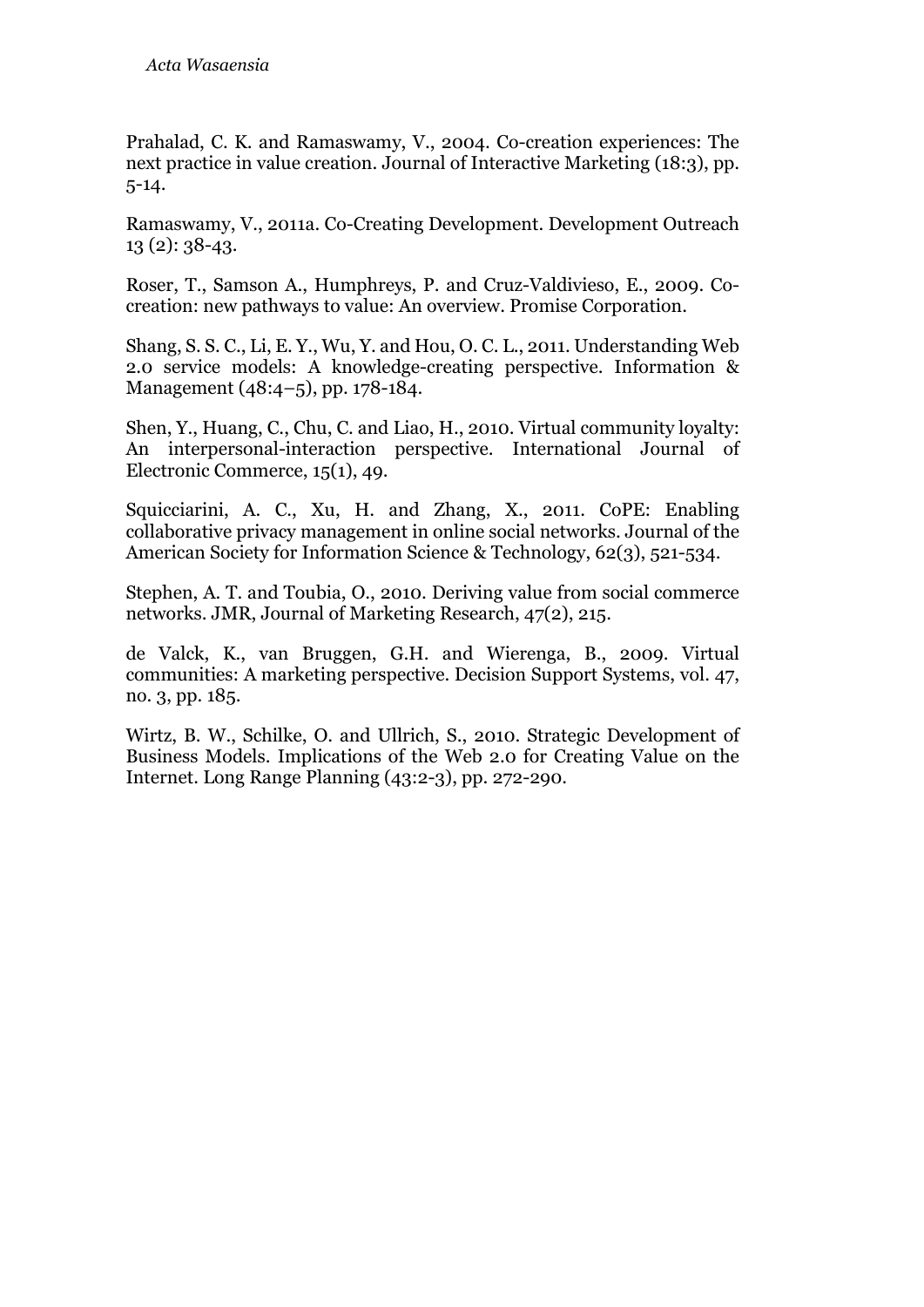Prahalad, C. K. and Ramaswamy, V., 2004. Co-creation experiences: The next practice in value creation. Journal of Interactive Marketing (18:3), pp. 5-14.

Ramaswamy, V., 2011a. Co-Creating Development. Development Outreach 13 (2): 38-43.

Roser, T., Samson A., Humphreys, P. and Cruz-Valdivieso, E., 2009. Co-creation: new pathways to value: An overview. Promise Corporation.

Shang, S. S. C., Li, E. Y., Wu, Y. and Hou, O. C. L., 2011. Understanding Web 2.0 service models: A knowledge-creating perspective. Information & Management (48:4–5), pp. 178-184.

Shen, Y., Huang, C., Chu, C. and Liao, H., 2010. Virtual community loyalty: An interpersonal-interaction perspective. International Journal of Electronic Commerce, 15(1), 49.

Squicciarini, A. C., Xu, H. and Zhang, X., 2011. CoPE: Enabling collaborative privacy management in online social networks. Journal of the American Society for Information Science & Technology, 62(3), 521-534.

Stephen, A. T. and Toubia, O., 2010. Deriving value from social commerce networks. JMR, Journal of Marketing Research, 47(2), 215.

de Valck, K., van Bruggen, G.H. and Wierenga, B., 2009. Virtual communities: A marketing perspective. Decision Support Systems, vol. 47, no. 3, pp. 185.

Wirtz, B. W., Schilke, O. and Ullrich, S., 2010. Strategic Development of Business Models. Implications of the Web 2.0 for Creating Value on the Internet. Long Range Planning (43:2-3), pp. 272-290.